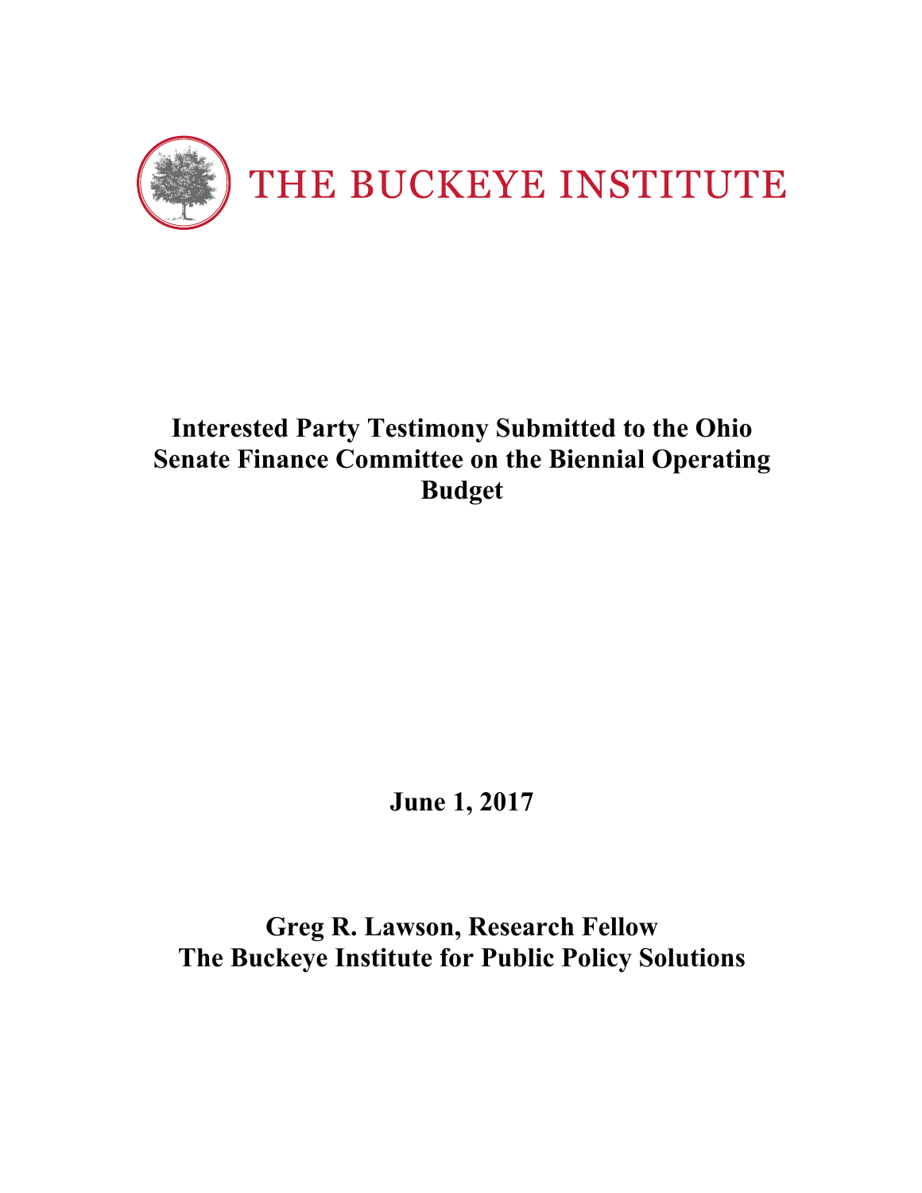THE BUCKEYE INSTITUTE

# Interested Party Testimony Submitted to the Ohio Senate Finance Committee on the Biennial Operating Budget

**June 1, 2017**

**Greg R. Lawson, Research Fellow**
**The Buckeye Institute for Public Policy Solutions**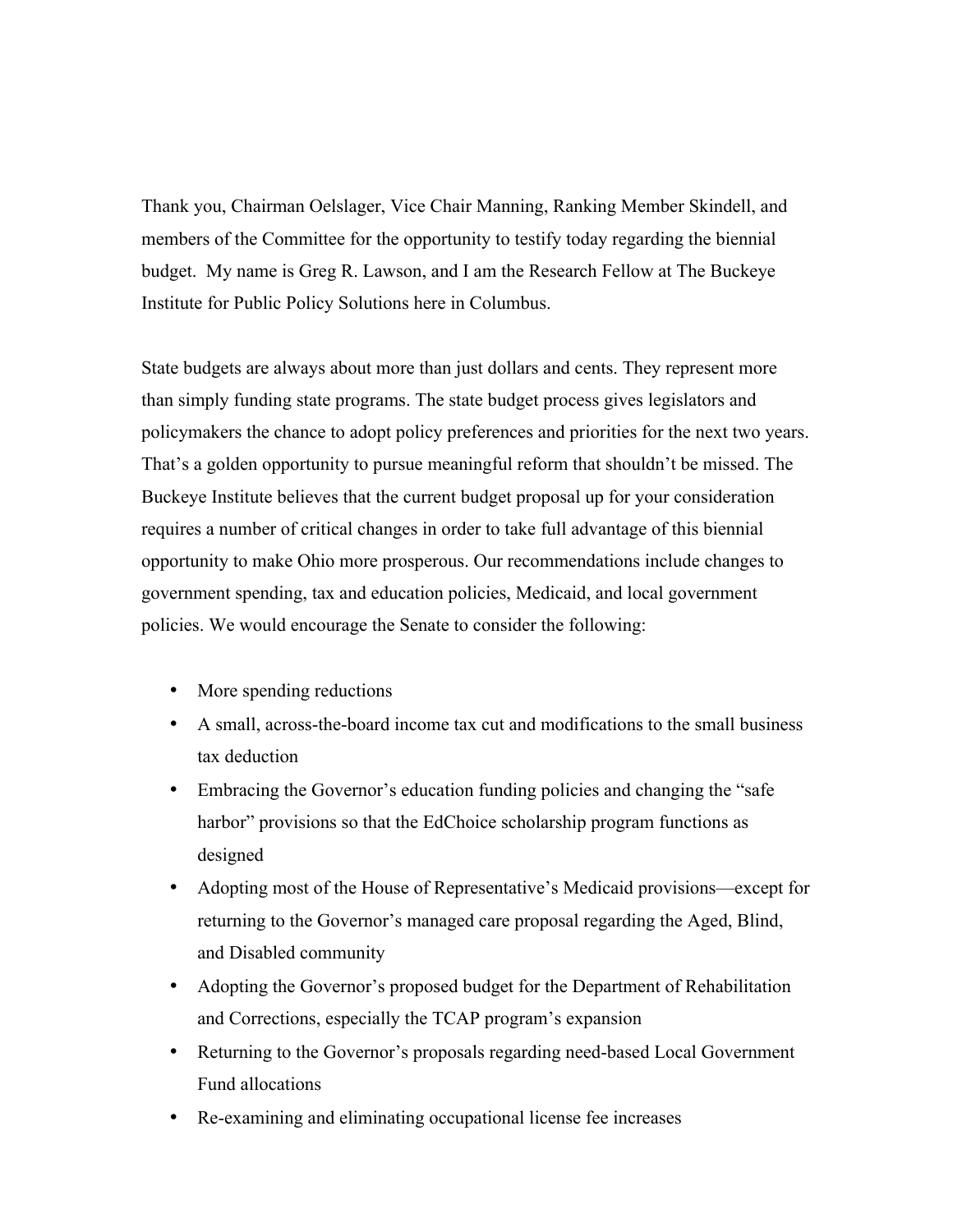Thank you, Chairman Oelslager, Vice Chair Manning, Ranking Member Skindell, and members of the Committee for the opportunity to testify today regarding the biennial budget. My name is Greg R. Lawson, and I am the Research Fellow at The Buckeye Institute for Public Policy Solutions here in Columbus.

State budgets are always about more than just dollars and cents. They represent more than simply funding state programs. The state budget process gives legislators and policymakers the chance to adopt policy preferences and priorities for the next two years. That's a golden opportunity to pursue meaningful reform that shouldn't be missed. The Buckeye Institute believes that the current budget proposal up for your consideration requires a number of critical changes in order to take full advantage of this biennial opportunity to make Ohio more prosperous. Our recommendations include changes to government spending, tax and education policies, Medicaid, and local government policies. We would encourage the Senate to consider the following:

- More spending reductions
- A small, across-the-board income tax cut and modifications to the small business tax deduction
- Embracing the Governor's education funding policies and changing the "safe harbor" provisions so that the EdChoice scholarship program functions as designed
- Adopting most of the House of Representative's Medicaid provisions—except for returning to the Governor's managed care proposal regarding the Aged, Blind, and Disabled community
- Adopting the Governor's proposed budget for the Department of Rehabilitation and Corrections, especially the TCAP program's expansion
- Returning to the Governor's proposals regarding need-based Local Government Fund allocations
- Re-examining and eliminating occupational license fee increases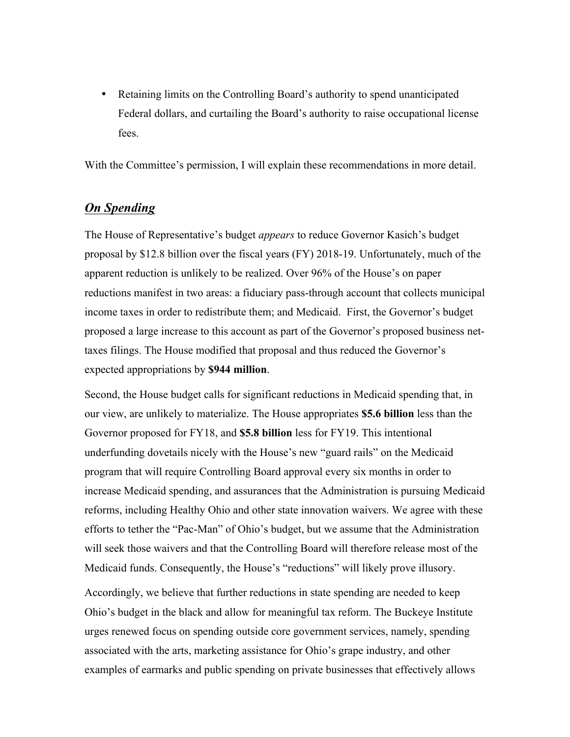- Retaining limits on the Controlling Board's authority to spend unanticipated Federal dollars, and curtailing the Board's authority to raise occupational license fees.

With the Committee's permission, I will explain these recommendations in more detail.

## ***On Spending***

The House of Representative's budget *appears* to reduce Governor Kasich's budget proposal by $12.8 billion over the fiscal years (FY) 2018-19. Unfortunately, much of the apparent reduction is unlikely to be realized. Over 96% of the House's on paper reductions manifest in two areas: a fiduciary pass-through account that collects municipal income taxes in order to redistribute them; and Medicaid. First, the Governor's budget proposed a large increase to this account as part of the Governor's proposed business net-taxes filings. The House modified that proposal and thus reduced the Governor's expected appropriations by **$944 million**.

Second, the House budget calls for significant reductions in Medicaid spending that, in our view, are unlikely to materialize. The House appropriates **$5.6 billion** less than the Governor proposed for FY18, and **$5.8 billion** less for FY19. This intentional underfunding dovetails nicely with the House's new "guard rails" on the Medicaid program that will require Controlling Board approval every six months in order to increase Medicaid spending, and assurances that the Administration is pursuing Medicaid reforms, including Healthy Ohio and other state innovation waivers. We agree with these efforts to tether the "Pac-Man" of Ohio's budget, but we assume that the Administration will seek those waivers and that the Controlling Board will therefore release most of the Medicaid funds. Consequently, the House's "reductions" will likely prove illusory.

Accordingly, we believe that further reductions in state spending are needed to keep Ohio's budget in the black and allow for meaningful tax reform. The Buckeye Institute urges renewed focus on spending outside core government services, namely, spending associated with the arts, marketing assistance for Ohio's grape industry, and other examples of earmarks and public spending on private businesses that effectively allows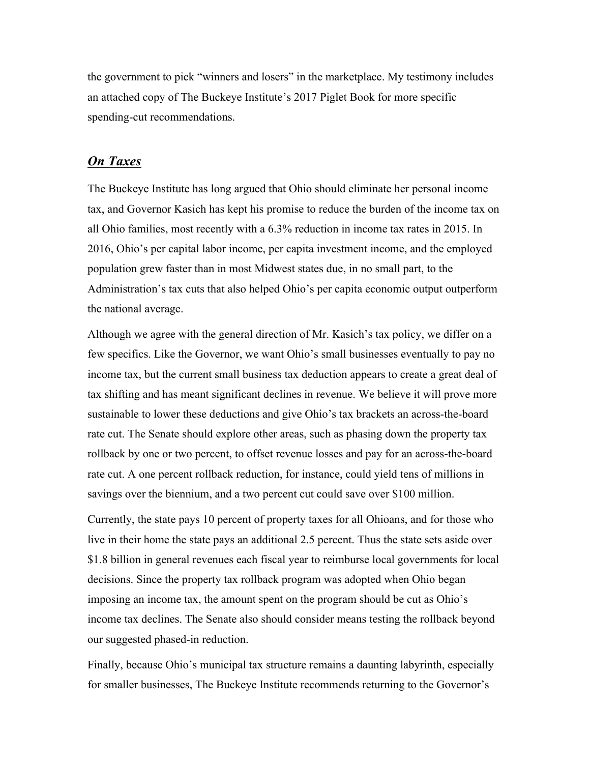the government to pick "winners and losers" in the marketplace. My testimony includes an attached copy of The Buckeye Institute's 2017 Piglet Book for more specific spending-cut recommendations.

## ***On Taxes***

The Buckeye Institute has long argued that Ohio should eliminate her personal income tax, and Governor Kasich has kept his promise to reduce the burden of the income tax on all Ohio families, most recently with a 6.3% reduction in income tax rates in 2015. In 2016, Ohio's per capital labor income, per capita investment income, and the employed population grew faster than in most Midwest states due, in no small part, to the Administration's tax cuts that also helped Ohio's per capita economic output outperform the national average.

Although we agree with the general direction of Mr. Kasich's tax policy, we differ on a few specifics. Like the Governor, we want Ohio's small businesses eventually to pay no income tax, but the current small business tax deduction appears to create a great deal of tax shifting and has meant significant declines in revenue. We believe it will prove more sustainable to lower these deductions and give Ohio's tax brackets an across-the-board rate cut. The Senate should explore other areas, such as phasing down the property tax rollback by one or two percent, to offset revenue losses and pay for an across-the-board rate cut. A one percent rollback reduction, for instance, could yield tens of millions in savings over the biennium, and a two percent cut could save over $100 million.

Currently, the state pays 10 percent of property taxes for all Ohioans, and for those who live in their home the state pays an additional 2.5 percent. Thus the state sets aside over $1.8 billion in general revenues each fiscal year to reimburse local governments for local decisions. Since the property tax rollback program was adopted when Ohio began imposing an income tax, the amount spent on the program should be cut as Ohio's income tax declines. The Senate also should consider means testing the rollback beyond our suggested phased-in reduction.

Finally, because Ohio's municipal tax structure remains a daunting labyrinth, especially for smaller businesses, The Buckeye Institute recommends returning to the Governor's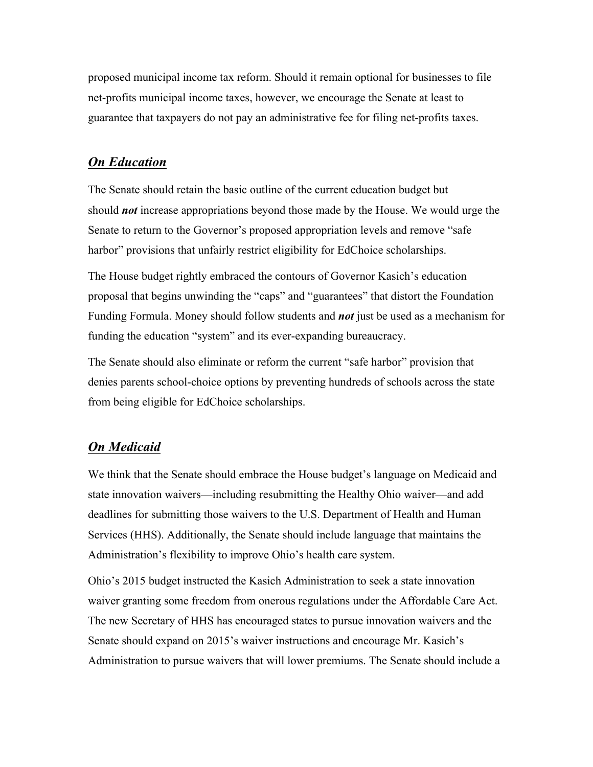proposed municipal income tax reform. Should it remain optional for businesses to file net-profits municipal income taxes, however, we encourage the Senate at least to guarantee that taxpayers do not pay an administrative fee for filing net-profits taxes.

## ***On Education***

The Senate should retain the basic outline of the current education budget but should ***not*** increase appropriations beyond those made by the House. We would urge the Senate to return to the Governor's proposed appropriation levels and remove "safe harbor" provisions that unfairly restrict eligibility for EdChoice scholarships.

The House budget rightly embraced the contours of Governor Kasich's education proposal that begins unwinding the "caps" and "guarantees" that distort the Foundation Funding Formula. Money should follow students and ***not*** just be used as a mechanism for funding the education "system" and its ever-expanding bureaucracy.

The Senate should also eliminate or reform the current "safe harbor" provision that denies parents school-choice options by preventing hundreds of schools across the state from being eligible for EdChoice scholarships.

## ***On Medicaid***

We think that the Senate should embrace the House budget's language on Medicaid and state innovation waivers—including resubmitting the Healthy Ohio waiver—and add deadlines for submitting those waivers to the U.S. Department of Health and Human Services (HHS). Additionally, the Senate should include language that maintains the Administration's flexibility to improve Ohio's health care system.

Ohio's 2015 budget instructed the Kasich Administration to seek a state innovation waiver granting some freedom from onerous regulations under the Affordable Care Act. The new Secretary of HHS has encouraged states to pursue innovation waivers and the Senate should expand on 2015's waiver instructions and encourage Mr. Kasich's Administration to pursue waivers that will lower premiums. The Senate should include a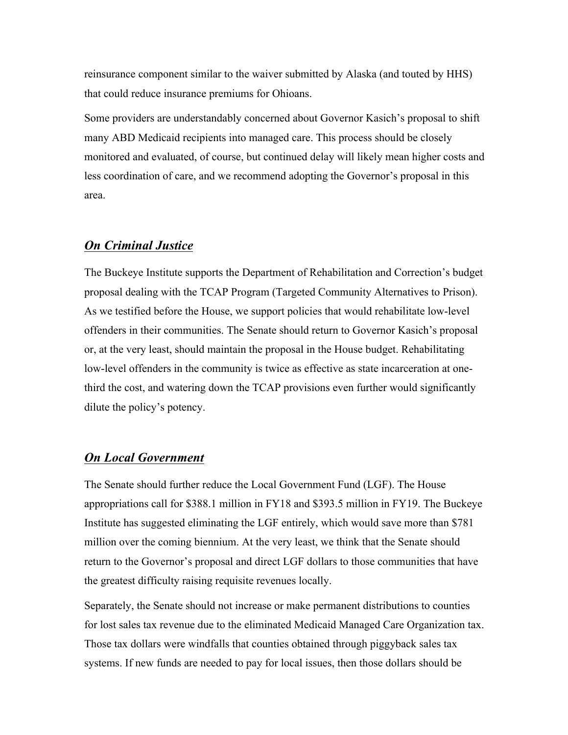reinsurance component similar to the waiver submitted by Alaska (and touted by HHS) that could reduce insurance premiums for Ohioans.

Some providers are understandably concerned about Governor Kasich's proposal to shift many ABD Medicaid recipients into managed care. This process should be closely monitored and evaluated, of course, but continued delay will likely mean higher costs and less coordination of care, and we recommend adopting the Governor's proposal in this area.

## ***On Criminal Justice***

The Buckeye Institute supports the Department of Rehabilitation and Correction's budget proposal dealing with the TCAP Program (Targeted Community Alternatives to Prison). As we testified before the House, we support policies that would rehabilitate low-level offenders in their communities. The Senate should return to Governor Kasich's proposal or, at the very least, should maintain the proposal in the House budget. Rehabilitating low-level offenders in the community is twice as effective as state incarceration at one-third the cost, and watering down the TCAP provisions even further would significantly dilute the policy's potency.

## ***On Local Government***

The Senate should further reduce the Local Government Fund (LGF). The House appropriations call for $388.1 million in FY18 and $393.5 million in FY19. The Buckeye Institute has suggested eliminating the LGF entirely, which would save more than $781 million over the coming biennium. At the very least, we think that the Senate should return to the Governor's proposal and direct LGF dollars to those communities that have the greatest difficulty raising requisite revenues locally.

Separately, the Senate should not increase or make permanent distributions to counties for lost sales tax revenue due to the eliminated Medicaid Managed Care Organization tax. Those tax dollars were windfalls that counties obtained through piggyback sales tax systems. If new funds are needed to pay for local issues, then those dollars should be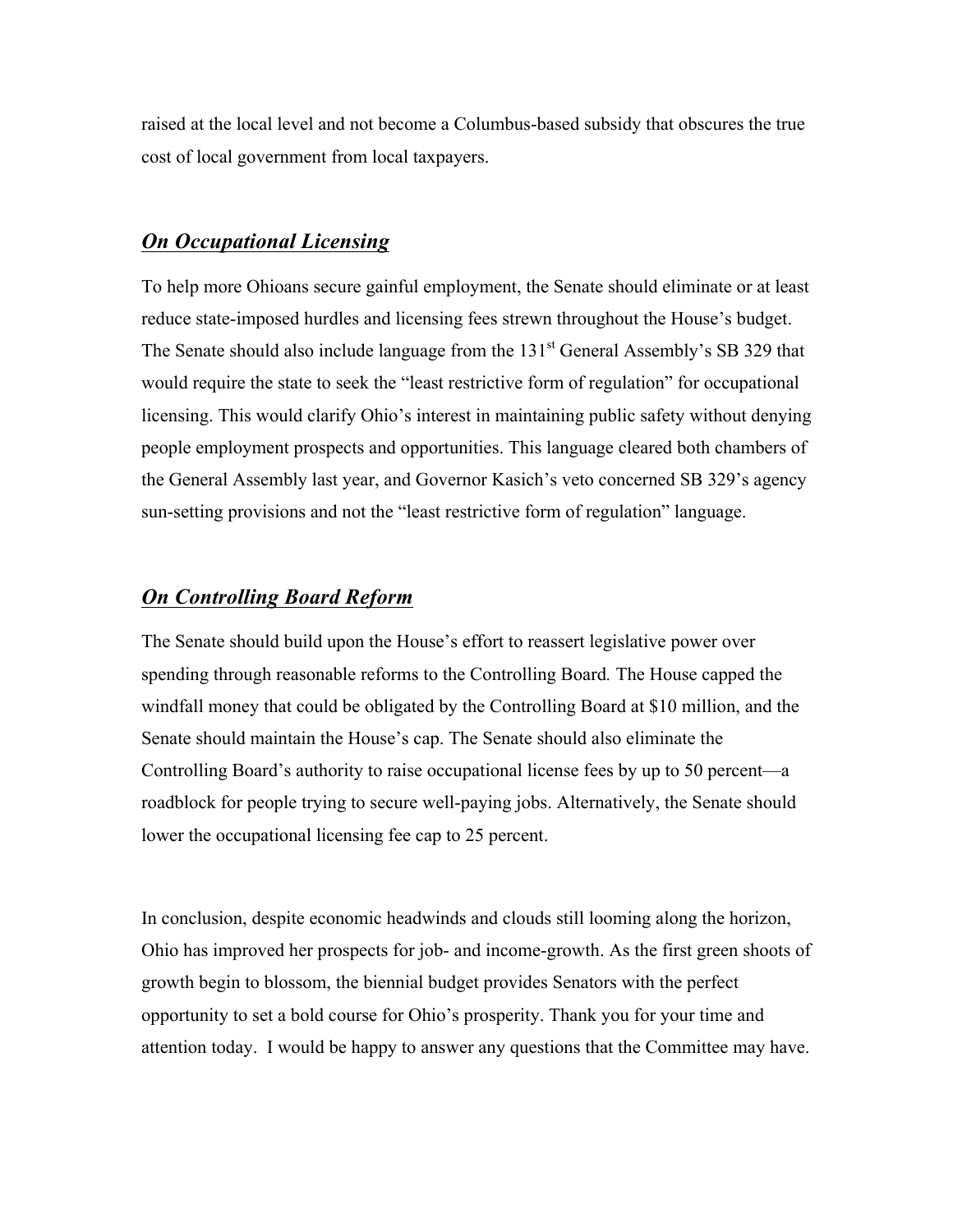raised at the local level and not become a Columbus-based subsidy that obscures the true cost of local government from local taxpayers.

## ***On Occupational Licensing***

To help more Ohioans secure gainful employment, the Senate should eliminate or at least reduce state-imposed hurdles and licensing fees strewn throughout the House's budget. The Senate should also include language from the 131st General Assembly's SB 329 that would require the state to seek the "least restrictive form of regulation" for occupational licensing. This would clarify Ohio's interest in maintaining public safety without denying people employment prospects and opportunities. This language cleared both chambers of the General Assembly last year, and Governor Kasich's veto concerned SB 329's agency sun-setting provisions and not the "least restrictive form of regulation" language.

## ***On Controlling Board Reform***

The Senate should build upon the House's effort to reassert legislative power over spending through reasonable reforms to the Controlling Board*.* The House capped the windfall money that could be obligated by the Controlling Board at $10 million, and the Senate should maintain the House's cap. The Senate should also eliminate the Controlling Board's authority to raise occupational license fees by up to 50 percent—a roadblock for people trying to secure well-paying jobs. Alternatively, the Senate should lower the occupational licensing fee cap to 25 percent.

In conclusion, despite economic headwinds and clouds still looming along the horizon, Ohio has improved her prospects for job- and income-growth. As the first green shoots of growth begin to blossom, the biennial budget provides Senators with the perfect opportunity to set a bold course for Ohio's prosperity. Thank you for your time and attention today. I would be happy to answer any questions that the Committee may have.